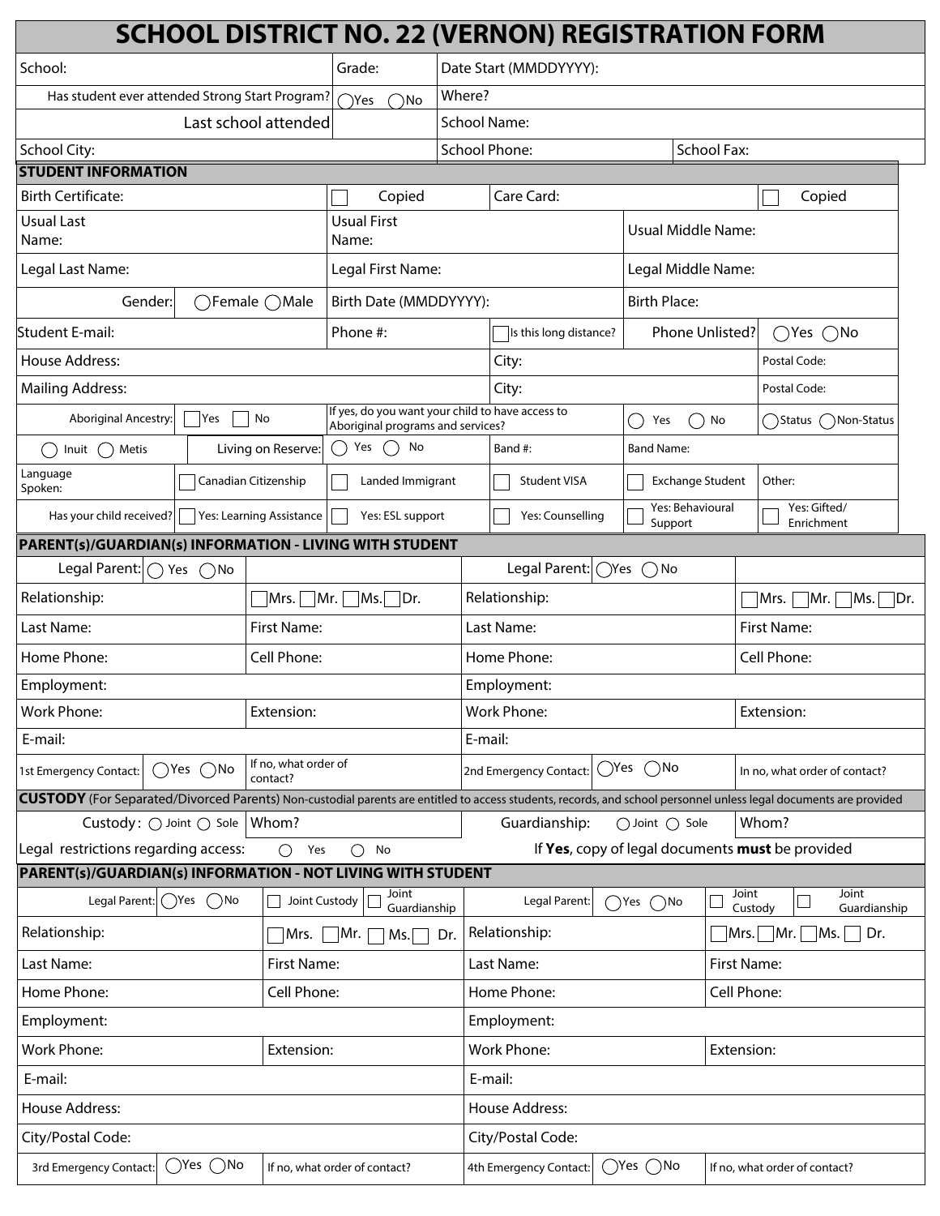# SCHOOL DISTRICT NO. 22 (VERNON) REGISTRATION FORM

| | | |
|---|---|---|
| School: | Grade: | Date Start (MMDDYYYY): |
| Has student ever attended Strong Start Program? | ◯Yes ◯No | Where? |
| Last school attended | | School Name: |
| School City: | School Phone: | School Fax: |

## STUDENT INFORMATION

| | | | | | |
|---|---|---|---|---|---|
| Birth Certificate: | ☐ Copied | Care Card: | | ☐ Copied | |
| Usual Last Name: | | Usual First Name: | | Usual Middle Name: | |
| Legal Last Name: | | Legal First Name: | | Legal Middle Name: | |
| Gender: | ◯Female ◯Male | Birth Date (MMDDYYYY): | | Birth Place: | |
| Student E-mail: | | Phone #: | ☐ Is this long distance? | Phone Unlisted? | ◯Yes ◯No |
| House Address: | | | City: | | Postal Code: |
| Mailing Address: | | | City: | | Postal Code: |
| Aboriginal Ancestry: | ☐ Yes ☐ No | If yes, do you want your child to have access to Aboriginal programs and services? | | ◯ Yes ◯ No | ◯Status ◯Non-Status |
| ◯ Inuit ◯ Metis | Living on Reserve: | ◯ Yes ◯ No | Band #: | Band Name: | |
| Language Spoken: | ☐ Canadian Citizenship | ☐ Landed Immigrant | ☐ Student VISA | ☐ Exchange Student | Other: |
| Has your child received? | ☐ Yes: Learning Assistance | ☐ Yes: ESL support | ☐ Yes: Counselling | ☐ Yes: Behavioural Support | ☐ Yes: Gifted/ Enrichment |

## PARENT(s)/GUARDIAN(s) INFORMATION - LIVING WITH STUDENT

| | | | |
|---|---|---|---|
| Legal Parent: ◯ Yes ◯No | | Legal Parent: ◯Yes ◯No | |
| Relationship: | ☐Mrs. ☐Mr. ☐Ms. ☐Dr. | Relationship: | ☐Mrs. ☐Mr. ☐Ms. ☐Dr. |
| Last Name: | First Name: | Last Name: | First Name: |
| Home Phone: | Cell Phone: | Home Phone: | Cell Phone: |
| Employment: | | Employment: | |
| Work Phone: | Extension: | Work Phone: | Extension: |
| E-mail: | | E-mail: | |
| 1st Emergency Contact: ◯Yes ◯No | If no, what order of contact? | 2nd Emergency Contact: ◯Yes ◯No | In no, what order of contact? |

**CUSTODY** (For Separated/Divorced Parents) Non-custodial parents are entitled to access students, records, and school personnel unless legal documents are provided

| | | | |
|---|---|---|---|
| Custody: ◯ Joint ◯ Sole | Whom? | Guardianship: ◯ Joint ◯ Sole | Whom? |
| Legal restrictions regarding access: ◯ Yes ◯ No | | If **Yes**, copy of legal documents **must** be provided | |

## PARENT(s)/GUARDIAN(s) INFORMATION - NOT LIVING WITH STUDENT

| | | | |
|---|---|---|---|
| Legal Parent: ◯Yes ◯No | ☐ Joint Custody ☐ Joint Guardianship | Legal Parent: ◯Yes ◯No | ☐ Joint Custody ☐ Joint Guardianship |
| Relationship: | ☐Mrs. ☐Mr. ☐Ms. ☐Dr. | Relationship: | ☐Mrs. ☐Mr. ☐Ms. ☐Dr. |
| Last Name: | First Name: | Last Name: | First Name: |
| Home Phone: | Cell Phone: | Home Phone: | Cell Phone: |
| Employment: | | Employment: | |
| Work Phone: | Extension: | Work Phone: | Extension: |
| E-mail: | | E-mail: | |
| House Address: | | House Address: | |
| City/Postal Code: | | City/Postal Code: | |
| 3rd Emergency Contact: ◯Yes ◯No | If no, what order of contact? | 4th Emergency Contact: ◯Yes ◯No | If no, what order of contact? |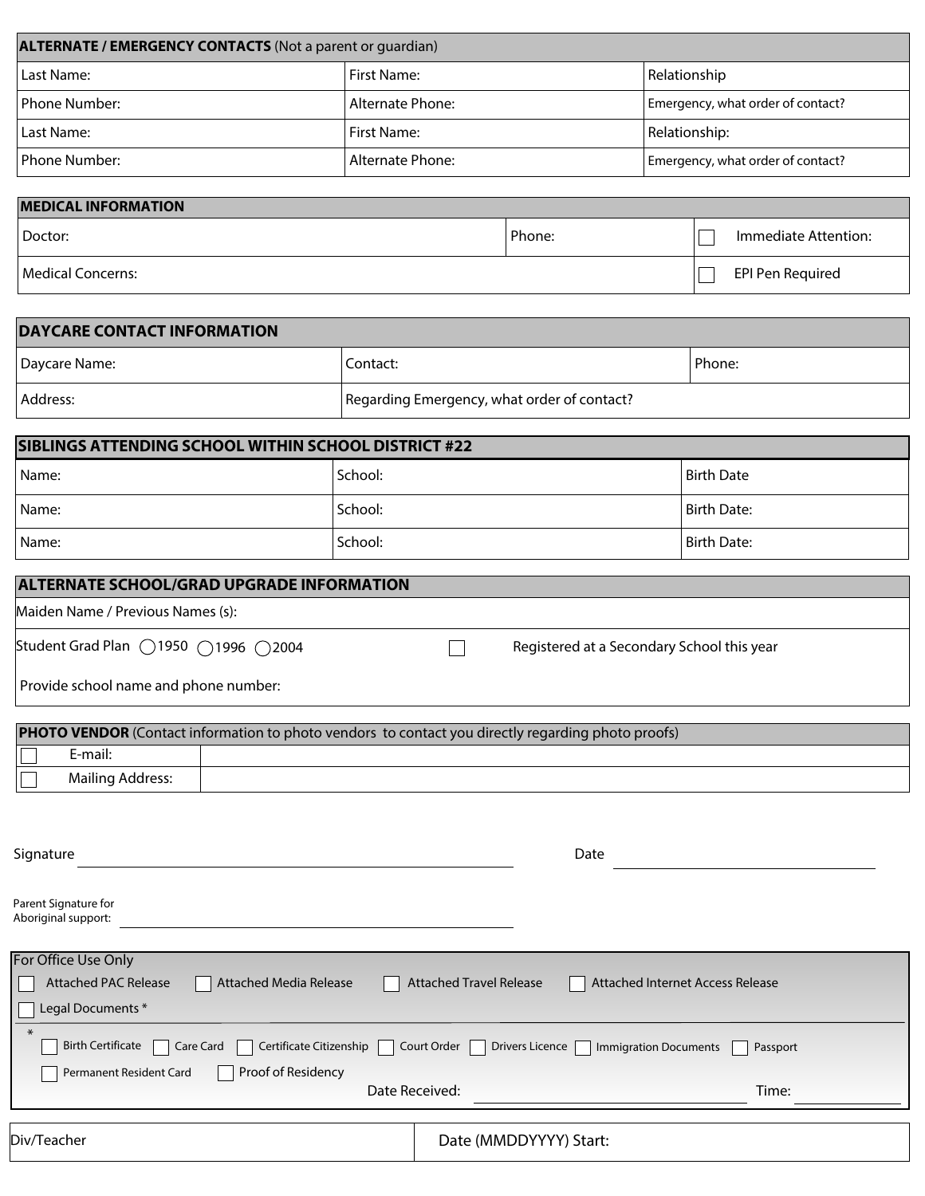| **ALTERNATE / EMERGENCY CONTACTS** (Not a parent or guardian) | | |
|---|---|---|
| Last Name: | First Name: | Relationship |
| Phone Number: | Alternate Phone: | Emergency, what order of contact? |
| Last Name: | First Name: | Relationship: |
| Phone Number: | Alternate Phone: | Emergency, what order of contact? |

| **MEDICAL INFORMATION** | | |
|---|---|---|
| Doctor: | Phone: | ☐ Immediate Attention: |
| Medical Concerns: | | ☐ EPI Pen Required |

| **DAYCARE CONTACT INFORMATION** | | |
|---|---|---|
| Daycare Name: | Contact: | Phone: |
| Address: | Regarding Emergency, what order of contact? | |

| **SIBLINGS ATTENDING SCHOOL WITHIN SCHOOL DISTRICT #22** | | |
|---|---|---|
| Name: | School: | Birth Date |
| Name: | School: | Birth Date: |
| Name: | School: | Birth Date: |

| **ALTERNATE SCHOOL/GRAD UPGRADE INFORMATION** | |
|---|---|
| Maiden Name / Previous Names (s): | |
| Student Grad Plan ◯1950 ◯1996 ◯2004 | ☐ Registered at a Secondary School this year |
| Provide school name and phone number: | |

| **PHOTO VENDOR** (Contact information to photo vendors to contact you directly regarding photo proofs) | |
|---|---|
| ☐ E-mail: | |
| ☐ Mailing Address: | |

Signature ______________________________ Date ______________________

Parent Signature for Aboriginal support: ______________________________

**For Office Use Only**

☐ Attached PAC Release ☐ Attached Media Release ☐ Attached Travel Release ☐ Attached Internet Access Release

☐ Legal Documents *

\* ☐ Birth Certificate ☐ Care Card ☐ Certificate Citizenship ☐ Court Order ☐ Drivers Licence ☐ Immigration Documents ☐ Passport

☐ Permanent Resident Card ☐ Proof of Residency

Date Received: ______________________ Time: __________

| Div/Teacher | Date (MMDDYYYY) Start: |
|---|---|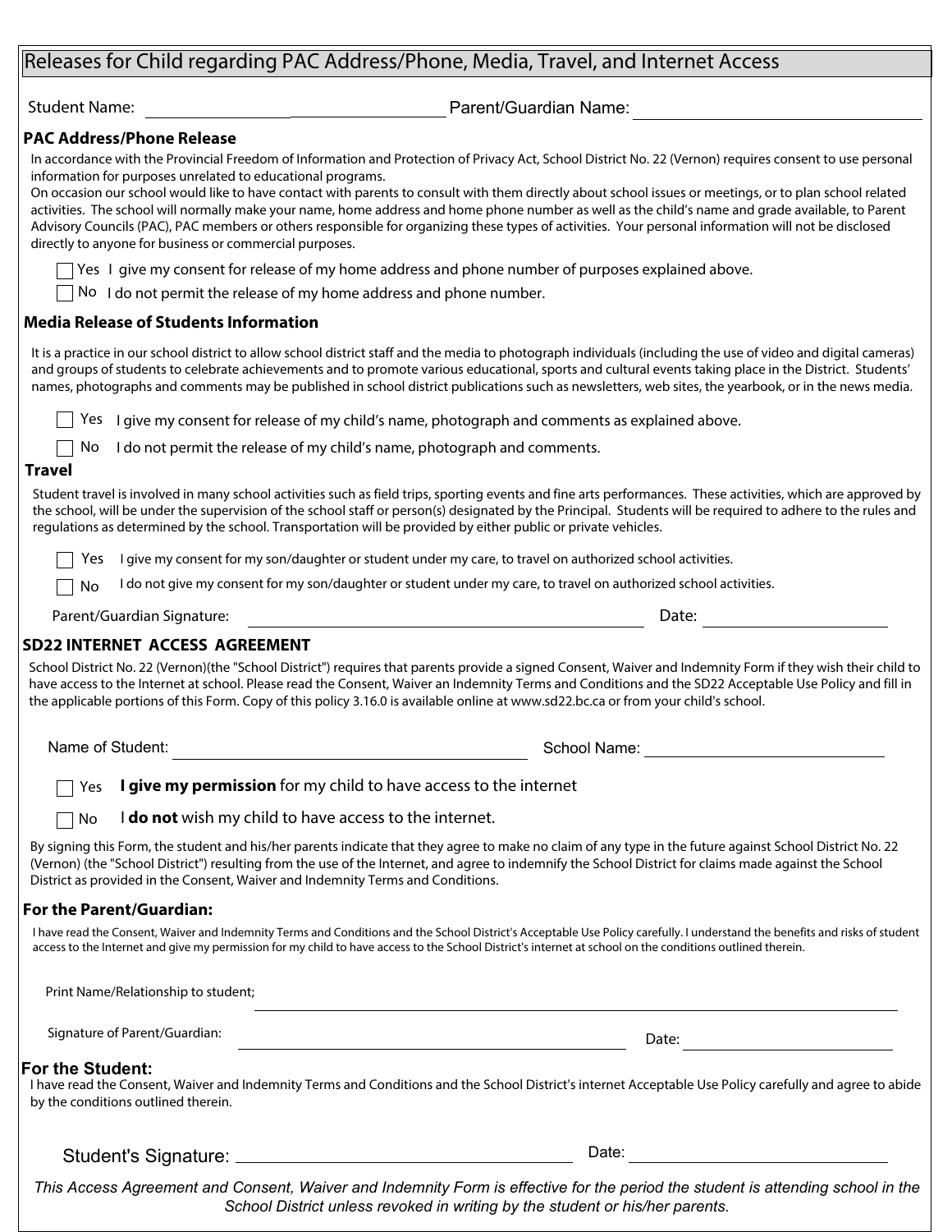# Releases for Child regarding PAC Address/Phone, Media, Travel, and Internet Access

Student Name: ______________________ Parent/Guardian Name: ______________________

### PAC Address/Phone Release

In accordance with the Provincial Freedom of Information and Protection of Privacy Act, School District No. 22 (Vernon) requires consent to use personal information for purposes unrelated to educational programs.

On occasion our school would like to have contact with parents to consult with them directly about school issues or meetings, or to plan school related activities. The school will normally make your name, home address and home phone number as well as the child's name and grade available, to Parent Advisory Councils (PAC), PAC members or others responsible for organizing these types of activities. Your personal information will not be disclosed directly to anyone for business or commercial purposes.

☐ Yes I give my consent for release of my home address and phone number of purposes explained above.

☐ No I do not permit the release of my home address and phone number.

### Media Release of Students Information

It is a practice in our school district to allow school district staff and the media to photograph individuals (including the use of video and digital cameras) and groups of students to celebrate achievements and to promote various educational, sports and cultural events taking place in the District. Students' names, photographs and comments may be published in school district publications such as newsletters, web sites, the yearbook, or in the news media.

☐ Yes I give my consent for release of my child's name, photograph and comments as explained above.

☐ No I do not permit the release of my child's name, photograph and comments.

### Travel

Student travel is involved in many school activities such as field trips, sporting events and fine arts performances. These activities, which are approved by the school, will be under the supervision of the school staff or person(s) designated by the Principal. Students will be required to adhere to the rules and regulations as determined by the school. Transportation will be provided by either public or private vehicles.

☐ Yes I give my consent for my son/daughter or student under my care, to travel on authorized school activities.

☐ No I do not give my consent for my son/daughter or student under my care, to travel on authorized school activities.

Parent/Guardian Signature: ______________________ Date: ______________

### SD22 INTERNET ACCESS AGREEMENT

School District No. 22 (Vernon)(the "School District") requires that parents provide a signed Consent, Waiver and Indemnity Form if they wish their child to have access to the Internet at school. Please read the Consent, Waiver an Indemnity Terms and Conditions and the SD22 Acceptable Use Policy and fill in the applicable portions of this Form. Copy of this policy 3.16.0 is available online at www.sd22.bc.ca or from your child's school.

Name of Student: ______________________ School Name: ______________________

☐ Yes **I give my permission** for my child to have access to the internet

☐ No I **do not** wish my child to have access to the internet.

By signing this Form, the student and his/her parents indicate that they agree to make no claim of any type in the future against School District No. 22 (Vernon) (the "School District") resulting from the use of the Internet, and agree to indemnify the School District for claims made against the School District as provided in the Consent, Waiver and Indemnity Terms and Conditions.

### For the Parent/Guardian:

I have read the Consent, Waiver and Indemnity Terms and Conditions and the School District's Acceptable Use Policy carefully. I understand the benefits and risks of student access to the Internet and give my permission for my child to have access to the School District's internet at school on the conditions outlined therein.

Print Name/Relationship to student; ______________________

Signature of Parent/Guardian: ______________________ Date: ______________

### For the Student:

I have read the Consent, Waiver and Indemnity Terms and Conditions and the School District's internet Acceptable Use Policy carefully and agree to abide by the conditions outlined therein.

Student's Signature: ______________________ Date: ______________

*This Access Agreement and Consent, Waiver and Indemnity Form is effective for the period the student is attending school in the School District unless revoked in writing by the student or his/her parents.*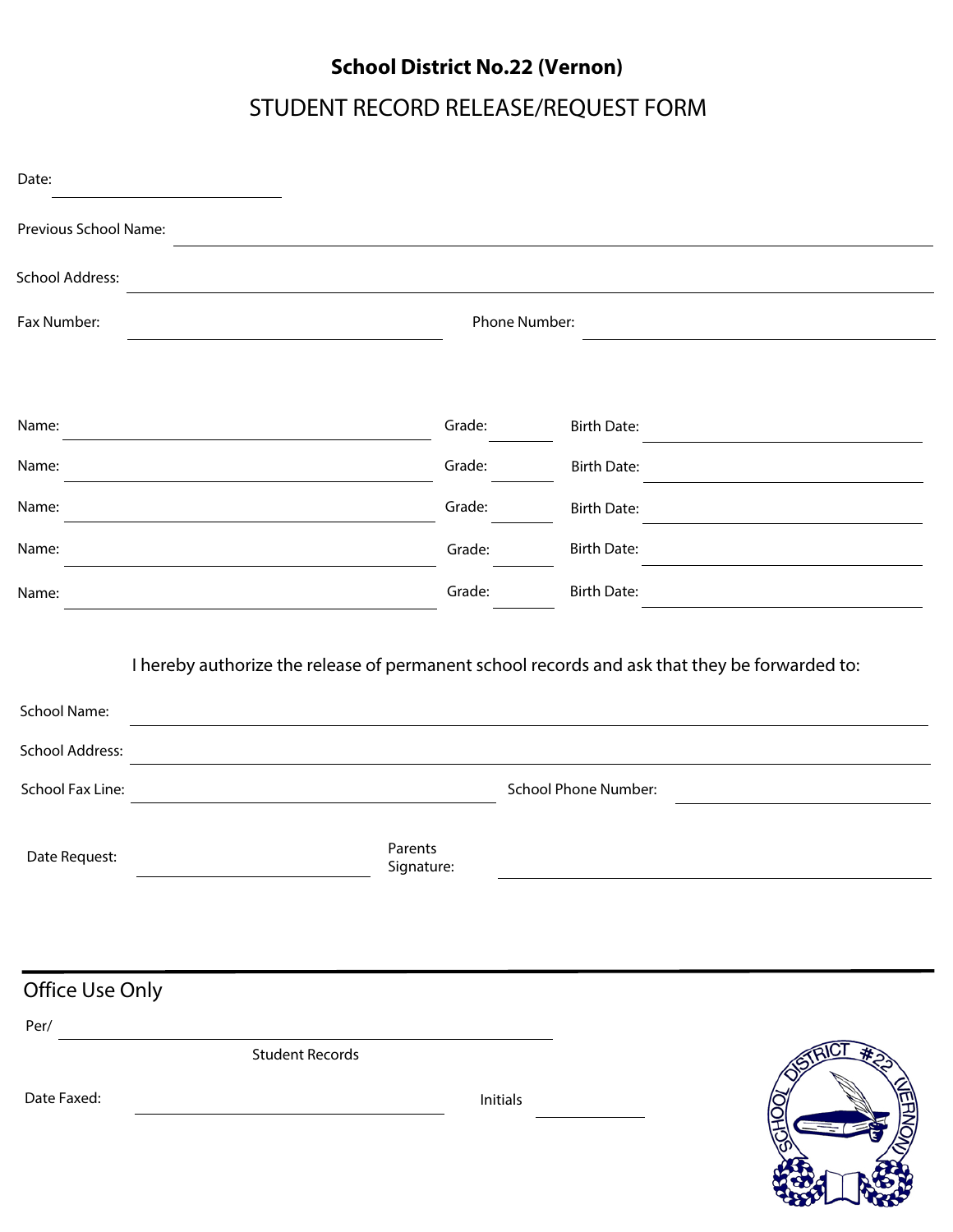**School District No.22 (Vernon)**

# STUDENT RECORD RELEASE/REQUEST FORM

Date: ____________________

Previous School Name: ____________________

School Address: ____________________

Fax Number: ____________________ Phone Number: ____________________

Name: ____________________ Grade: ______ Birth Date: ____________________

Name: ____________________ Grade: ______ Birth Date: ____________________

Name: ____________________ Grade: ______ Birth Date: ____________________

Name: ____________________ Grade: ______ Birth Date: ____________________

Name: ____________________ Grade: ______ Birth Date: ____________________

I hereby authorize the release of permanent school records and ask that they be forwarded to:

School Name: ____________________

School Address: ____________________

School Fax Line: ____________________ School Phone Number: ____________________

Date Request: ____________________ Parents Signature: ____________________

---

## Office Use Only

Per/ ____________________
Student Records

Date Faxed: ____________________ Initials ______

SCHOOL DISTRICT #22 (VERNON)